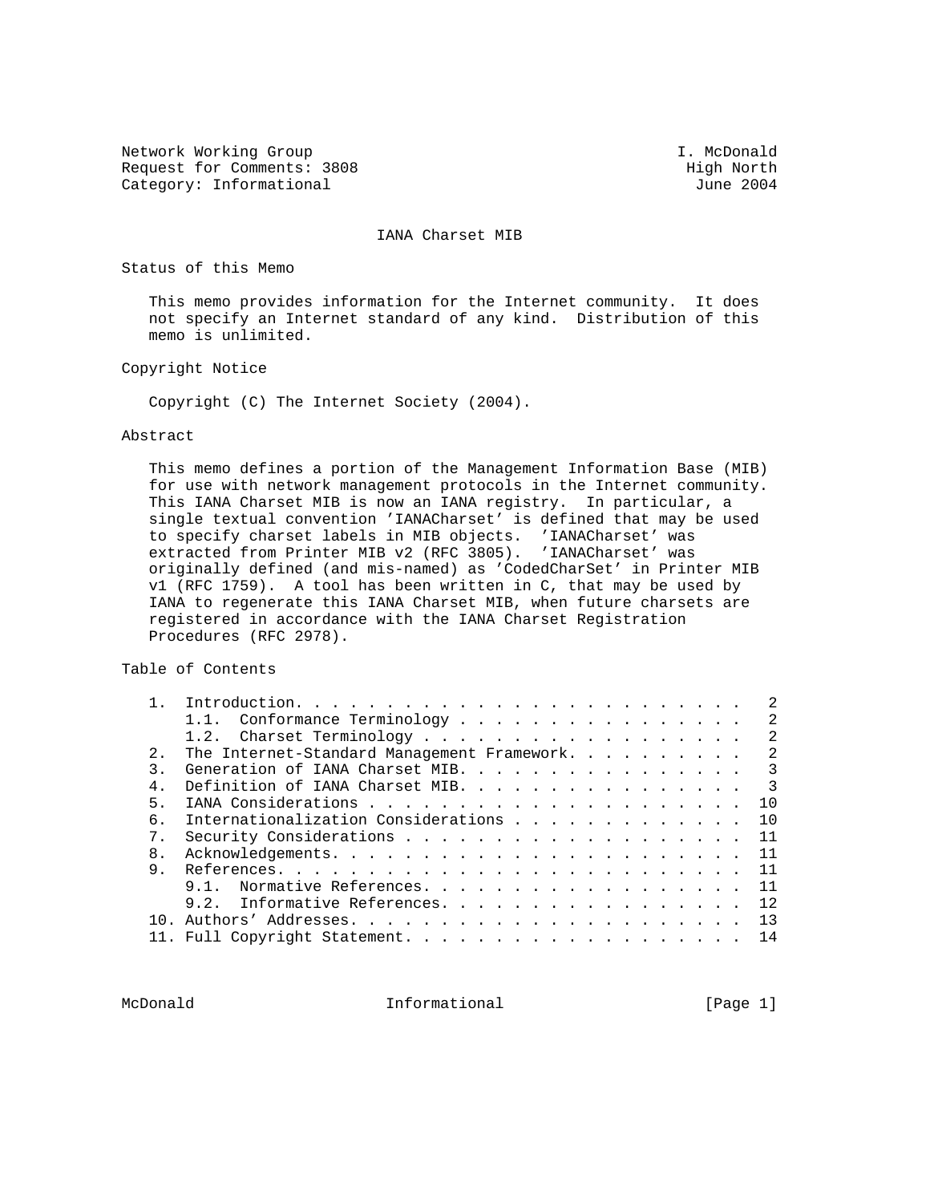Network Working Group I. McDonald
Request for Comments: 3808 High North
Category: Informational June 2004

# IANA Charset MIB

## Status of this Memo

This memo provides information for the Internet community. It does not specify an Internet standard of any kind. Distribution of this memo is unlimited.

## Copyright Notice

Copyright (C) The Internet Society (2004).

## Abstract

This memo defines a portion of the Management Information Base (MIB) for use with network management protocols in the Internet community. This IANA Charset MIB is now an IANA registry. In particular, a single textual convention 'IANACharset' is defined that may be used to specify charset labels in MIB objects. 'IANACharset' was extracted from Printer MIB v2 (RFC 3805). 'IANACharset' was originally defined (and mis-named) as 'CodedCharSet' in Printer MIB v1 (RFC 1759). A tool has been written in C, that may be used by IANA to regenerate this IANA Charset MIB, when future charsets are registered in accordance with the IANA Charset Registration Procedures (RFC 2978).

## Table of Contents

```
1.  Introduction. . . . . . . . . . . . . . . . . . . . . . . .  2
    1.1.  Conformance Terminology . . . . . . . . . . . . . . .  2
    1.2.  Charset Terminology . . . . . . . . . . . . . . . . .  2
2.  The Internet-Standard Management Framework. . . . . . . . .  2
3.  Generation of IANA Charset MIB. . . . . . . . . . . . . . .  3
4.  Definition of IANA Charset MIB. . . . . . . . . . . . . . .  3
5.  IANA Considerations . . . . . . . . . . . . . . . . . . . . 10
6.  Internationalization Considerations . . . . . . . . . . . . 10
7.  Security Considerations . . . . . . . . . . . . . . . . . . 11
8.  Acknowledgements. . . . . . . . . . . . . . . . . . . . . . 11
9.  References. . . . . . . . . . . . . . . . . . . . . . . . . 11
    9.1.  Normative References. . . . . . . . . . . . . . . . . 11
    9.2.  Informative References. . . . . . . . . . . . . . . . 12
10. Authors' Addresses. . . . . . . . . . . . . . . . . . . . . 13
11. Full Copyright Statement. . . . . . . . . . . . . . . . . . 14
```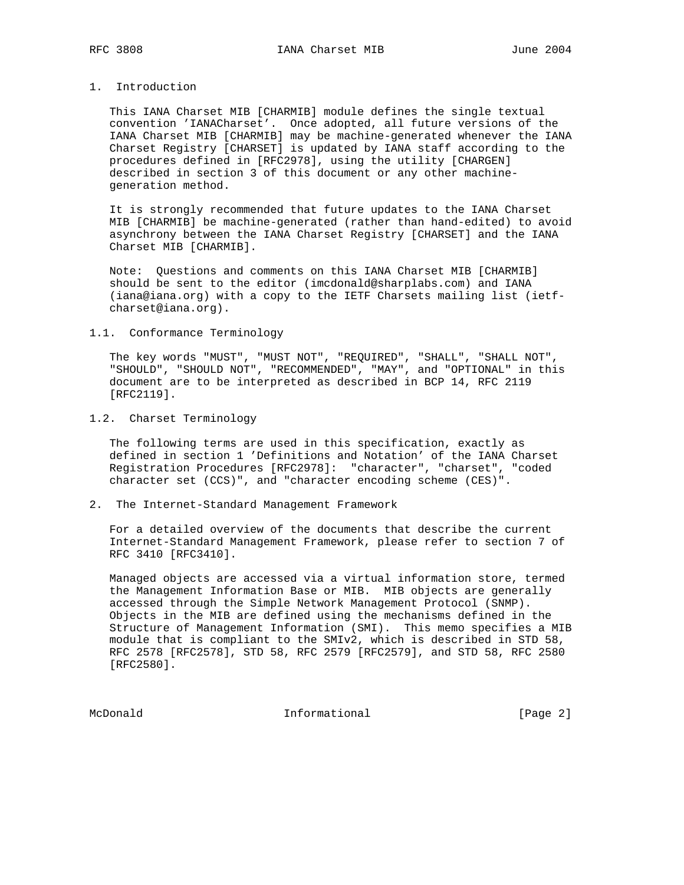# 1. Introduction

This IANA Charset MIB [CHARMIB] module defines the single textual convention 'IANACharset'. Once adopted, all future versions of the IANA Charset MIB [CHARMIB] may be machine-generated whenever the IANA Charset Registry [CHARSET] is updated by IANA staff according to the procedures defined in [RFC2978], using the utility [CHARGEN] described in section 3 of this document or any other machine-generation method.

It is strongly recommended that future updates to the IANA Charset MIB [CHARMIB] be machine-generated (rather than hand-edited) to avoid asynchrony between the IANA Charset Registry [CHARSET] and the IANA Charset MIB [CHARMIB].

Note: Questions and comments on this IANA Charset MIB [CHARMIB] should be sent to the editor (imcdonald@sharplabs.com) and IANA (iana@iana.org) with a copy to the IETF Charsets mailing list (ietf-charset@iana.org).

## 1.1. Conformance Terminology

The key words "MUST", "MUST NOT", "REQUIRED", "SHALL", "SHALL NOT", "SHOULD", "SHOULD NOT", "RECOMMENDED", "MAY", and "OPTIONAL" in this document are to be interpreted as described in BCP 14, RFC 2119 [RFC2119].

## 1.2. Charset Terminology

The following terms are used in this specification, exactly as defined in section 1 'Definitions and Notation' of the IANA Charset Registration Procedures [RFC2978]: "character", "charset", "coded character set (CCS)", and "character encoding scheme (CES)".

# 2. The Internet-Standard Management Framework

For a detailed overview of the documents that describe the current Internet-Standard Management Framework, please refer to section 7 of RFC 3410 [RFC3410].

Managed objects are accessed via a virtual information store, termed the Management Information Base or MIB. MIB objects are generally accessed through the Simple Network Management Protocol (SNMP). Objects in the MIB are defined using the mechanisms defined in the Structure of Management Information (SMI). This memo specifies a MIB module that is compliant to the SMIv2, which is described in STD 58, RFC 2578 [RFC2578], STD 58, RFC 2579 [RFC2579], and STD 58, RFC 2580 [RFC2580].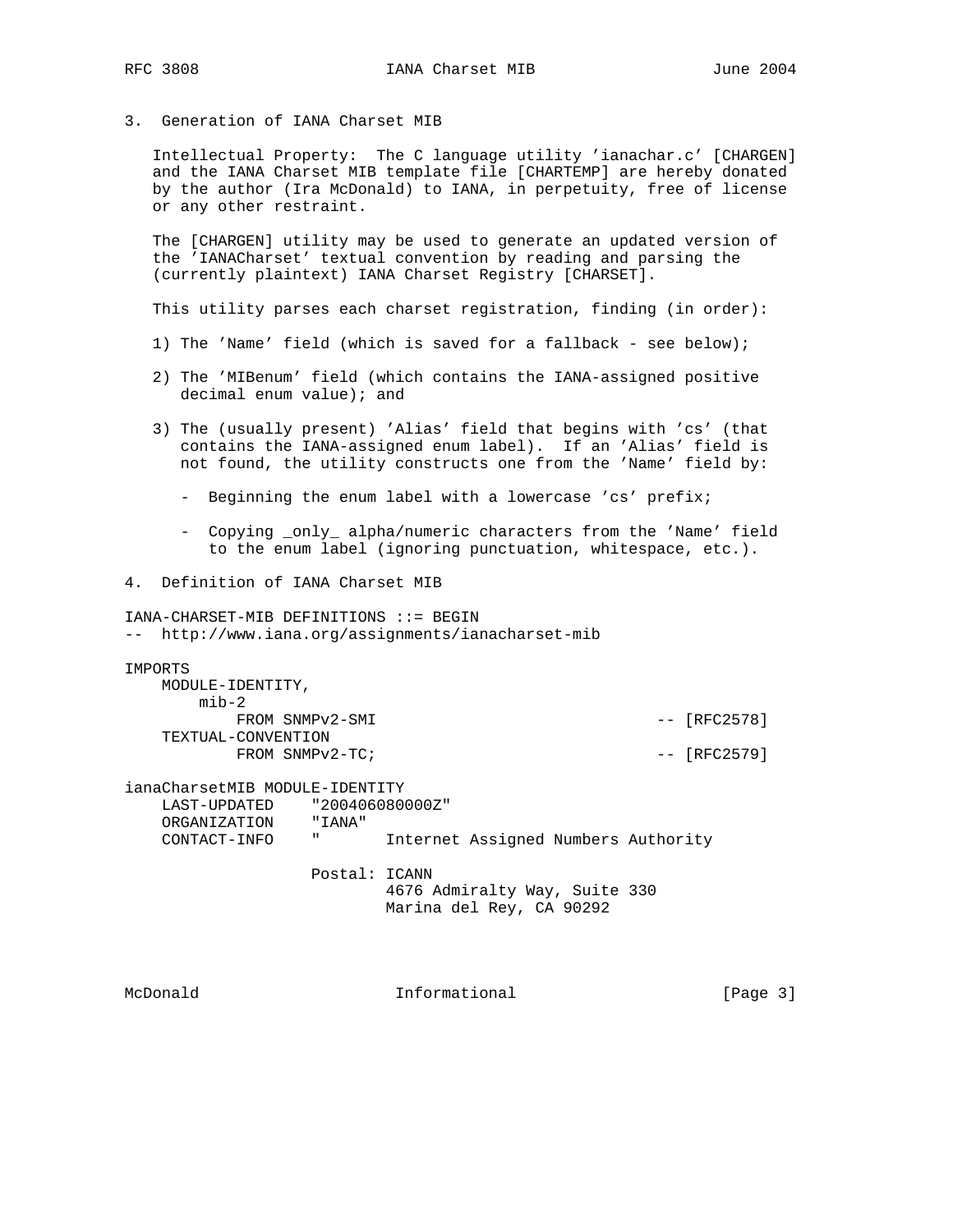## 3. Generation of IANA Charset MIB

Intellectual Property: The C language utility 'ianachar.c' [CHARGEN] and the IANA Charset MIB template file [CHARTEMP] are hereby donated by the author (Ira McDonald) to IANA, in perpetuity, free of license or any other restraint.

The [CHARGEN] utility may be used to generate an updated version of the 'IANACharset' textual convention by reading and parsing the (currently plaintext) IANA Charset Registry [CHARSET].

This utility parses each charset registration, finding (in order):

1) The 'Name' field (which is saved for a fallback - see below);

2) The 'MIBenum' field (which contains the IANA-assigned positive decimal enum value); and

3) The (usually present) 'Alias' field that begins with 'cs' (that contains the IANA-assigned enum label). If an 'Alias' field is not found, the utility constructs one from the 'Name' field by:

   - Beginning the enum label with a lowercase 'cs' prefix;

   - Copying _only_ alpha/numeric characters from the 'Name' field to the enum label (ignoring punctuation, whitespace, etc.).

## 4. Definition of IANA Charset MIB

```
IANA-CHARSET-MIB DEFINITIONS ::= BEGIN
--  http://www.iana.org/assignments/ianacharset-mib

IMPORTS
    MODULE-IDENTITY,
        mib-2
            FROM SNMPv2-SMI                              -- [RFC2578]
    TEXTUAL-CONVENTION
            FROM SNMPv2-TC;                              -- [RFC2579]

ianaCharsetMIB MODULE-IDENTITY
    LAST-UPDATED    "200406080000Z"
    ORGANIZATION    "IANA"
    CONTACT-INFO    "       Internet Assigned Numbers Authority

                    Postal: ICANN
                            4676 Admiralty Way, Suite 330
                            Marina del Rey, CA 90292
```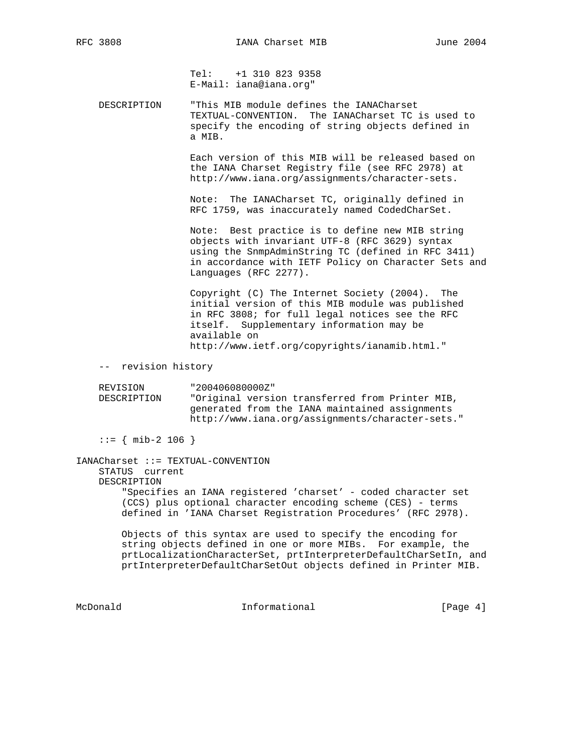```
                 Tel:    +1 310 823 9358
                 E-Mail: iana@iana.org"

    DESCRIPTION     "This MIB module defines the IANACharset
                    TEXTUAL-CONVENTION.  The IANACharset TC is used to
                    specify the encoding of string objects defined in
                    a MIB.

                    Each version of this MIB will be released based on
                    the IANA Charset Registry file (see RFC 2978) at
                    http://www.iana.org/assignments/character-sets.

                    Note:  The IANACharset TC, originally defined in
                    RFC 1759, was inaccurately named CodedCharSet.

                    Note:  Best practice is to define new MIB string
                    objects with invariant UTF-8 (RFC 3629) syntax
                    using the SnmpAdminString TC (defined in RFC 3411)
                    in accordance with IETF Policy on Character Sets and
                    Languages (RFC 2277).

                    Copyright (C) The Internet Society (2004).  The
                    initial version of this MIB module was published
                    in RFC 3808; for full legal notices see the RFC
                    itself.  Supplementary information may be
                    available on
                    http://www.ietf.org/copyrights/ianamib.html."

    --  revision history

    REVISION        "200406080000Z"
    DESCRIPTION     "Original version transferred from Printer MIB,
                    generated from the IANA maintained assignments
                    http://www.iana.org/assignments/character-sets."

    ::= { mib-2 106 }

IANACharset ::= TEXTUAL-CONVENTION
    STATUS  current
    DESCRIPTION
        "Specifies an IANA registered 'charset' - coded character set
        (CCS) plus optional character encoding scheme (CES) - terms
        defined in 'IANA Charset Registration Procedures' (RFC 2978).

        Objects of this syntax are used to specify the encoding for
        string objects defined in one or more MIBs.  For example, the
        prtLocalizationCharacterSet, prtInterpreterDefaultCharSetIn, and
        prtInterpreterDefaultCharSetOut objects defined in Printer MIB.
```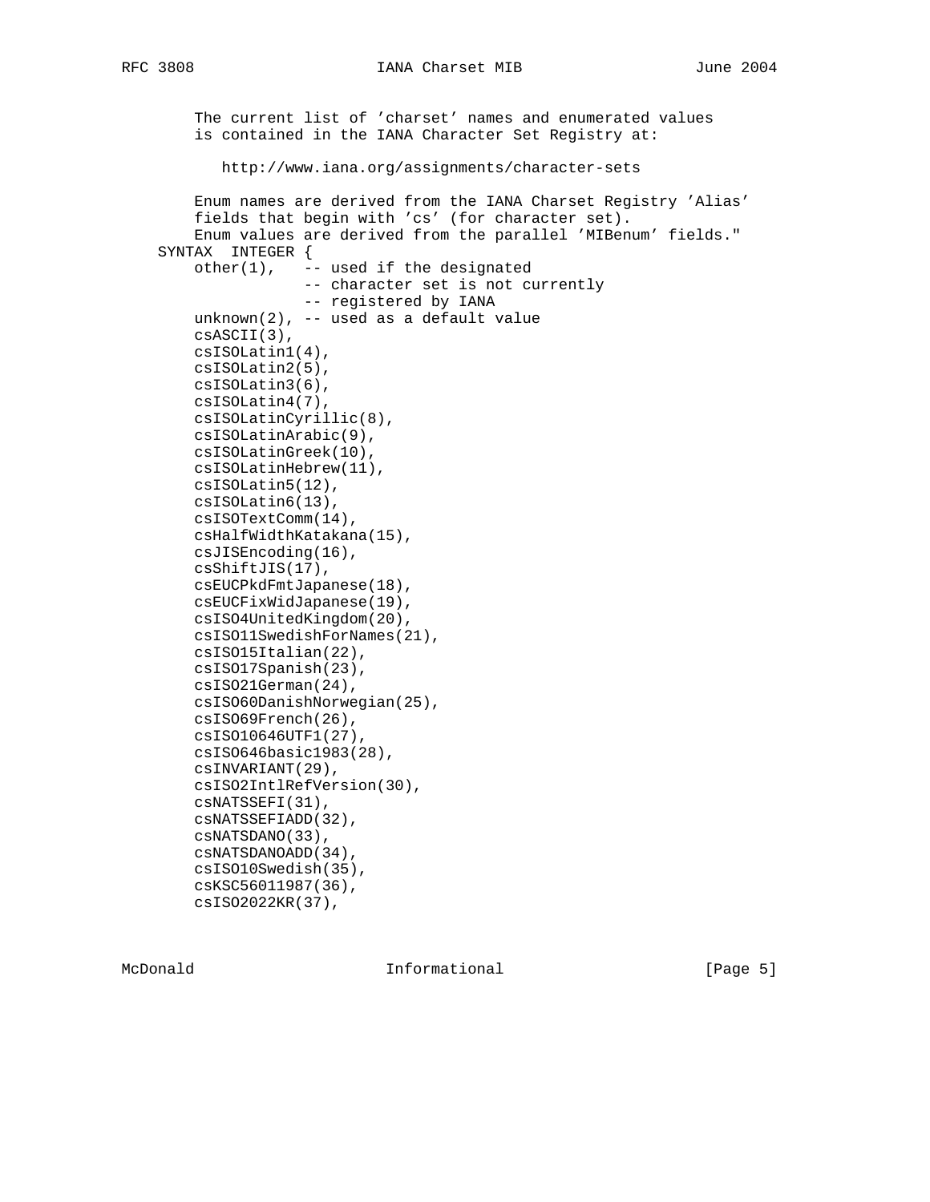```
        The current list of 'charset' names and enumerated values
        is contained in the IANA Character Set Registry at:

           http://www.iana.org/assignments/character-sets

        Enum names are derived from the IANA Charset Registry 'Alias'
        fields that begin with 'cs' (for character set).
        Enum values are derived from the parallel 'MIBenum' fields."
    SYNTAX  INTEGER {
        other(1),    -- used if the designated
                     -- character set is not currently
                     -- registered by IANA
        unknown(2), -- used as a default value
        csASCII(3),
        csISOLatin1(4),
        csISOLatin2(5),
        csISOLatin3(6),
        csISOLatin4(7),
        csISOLatinCyrillic(8),
        csISOLatinArabic(9),
        csISOLatinGreek(10),
        csISOLatinHebrew(11),
        csISOLatin5(12),
        csISOLatin6(13),
        csISOTextComm(14),
        csHalfWidthKatakana(15),
        csJISEncoding(16),
        csShiftJIS(17),
        csEUCPkdFmtJapanese(18),
        csEUCFixWidJapanese(19),
        csISO4UnitedKingdom(20),
        csISO11SwedishForNames(21),
        csISO15Italian(22),
        csISO17Spanish(23),
        csISO21German(24),
        csISO60DanishNorwegian(25),
        csISO69French(26),
        csISO10646UTF1(27),
        csISO646basic1983(28),
        csINVARIANT(29),
        csISO2IntlRefVersion(30),
        csNATSSEFI(31),
        csNATSSEFIADD(32),
        csNATSDANO(33),
        csNATSDANOADD(34),
        csISO10Swedish(35),
        csKSC56011987(36),
        csISO2022KR(37),
```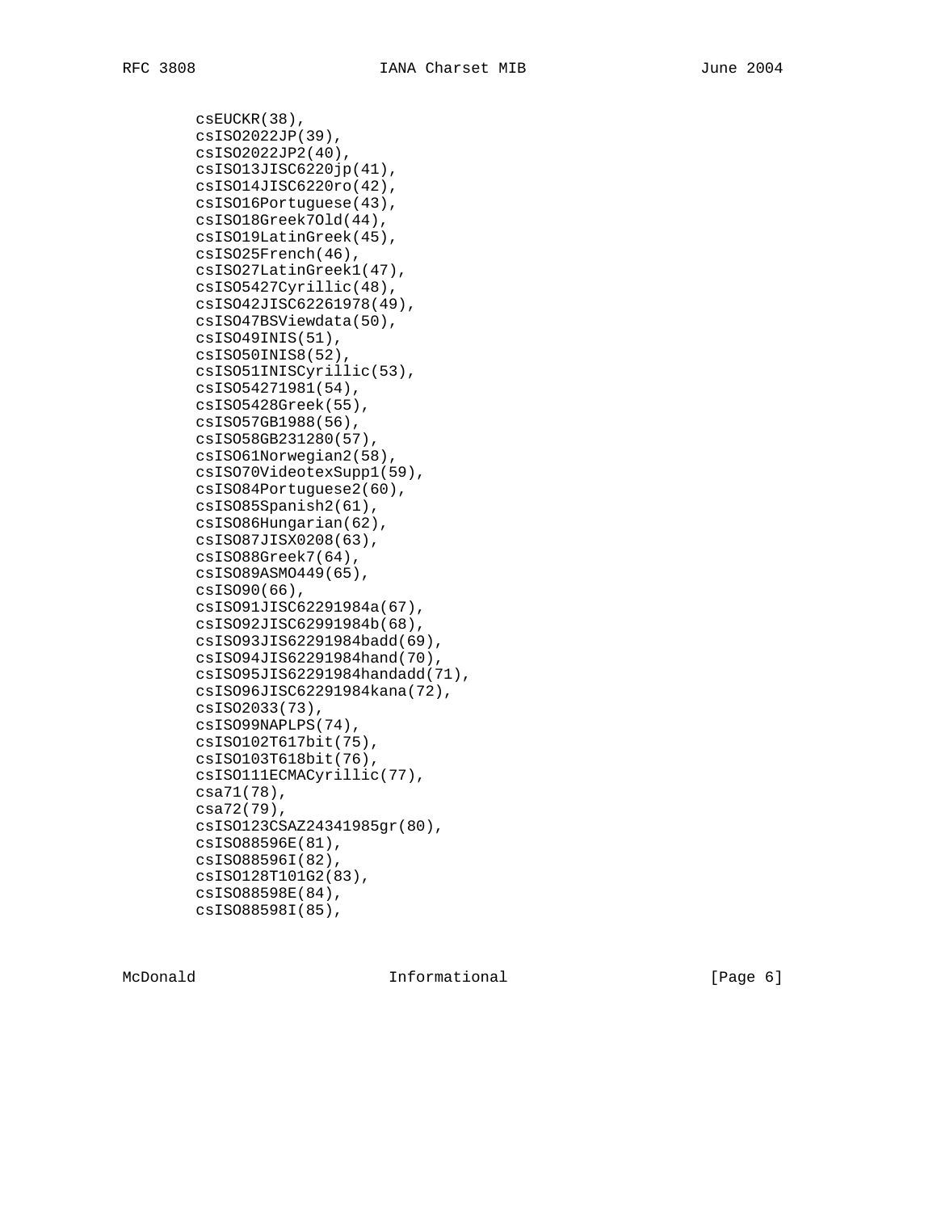```
        csEUCKR(38),
        csISO2022JP(39),
        csISO2022JP2(40),
        csISO13JISC6220jp(41),
        csISO14JISC6220ro(42),
        csISO16Portuguese(43),
        csISO18Greek7Old(44),
        csISO19LatinGreek(45),
        csISO25French(46),
        csISO27LatinGreek1(47),
        csISO5427Cyrillic(48),
        csISO42JISC62261978(49),
        csISO47BSViewdata(50),
        csISO49INIS(51),
        csISO50INIS8(52),
        csISO51INISCyrillic(53),
        csISO54271981(54),
        csISO5428Greek(55),
        csISO57GB1988(56),
        csISO58GB231280(57),
        csISO61Norwegian2(58),
        csISO70VideotexSupp1(59),
        csISO84Portuguese2(60),
        csISO85Spanish2(61),
        csISO86Hungarian(62),
        csISO87JISX0208(63),
        csISO88Greek7(64),
        csISO89ASMO449(65),
        csISO90(66),
        csISO91JISC62291984a(67),
        csISO92JISC62991984b(68),
        csISO93JIS62291984badd(69),
        csISO94JIS62291984hand(70),
        csISO95JIS62291984handadd(71),
        csISO96JISC62291984kana(72),
        csISO2033(73),
        csISO99NAPLPS(74),
        csISO102T617bit(75),
        csISO103T618bit(76),
        csISO111ECMACyrillic(77),
        csa71(78),
        csa72(79),
        csISO123CSAZ24341985gr(80),
        csISO88596E(81),
        csISO88596I(82),
        csISO128T101G2(83),
        csISO88598E(84),
        csISO88598I(85),
```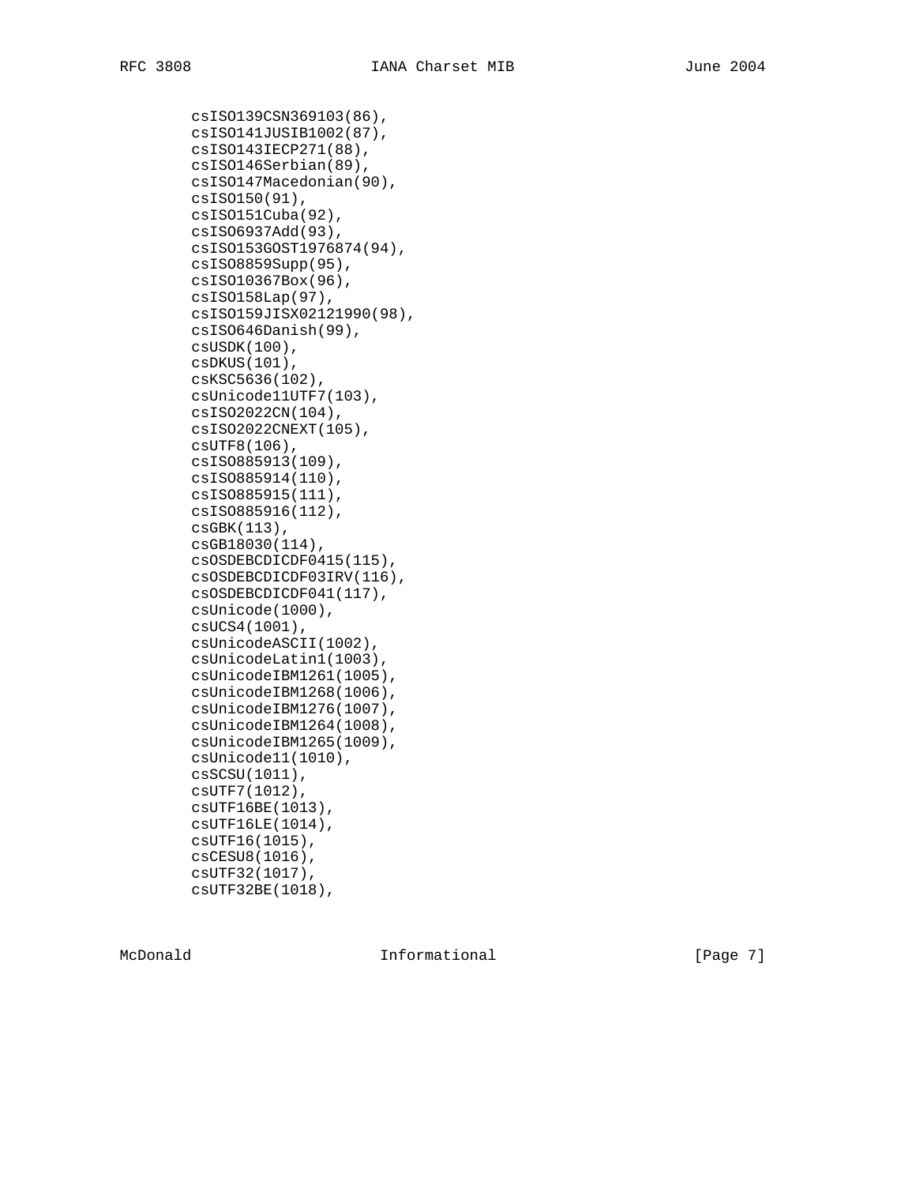```
       csISO139CSN369103(86),
       csISO141JUSIB1002(87),
       csISO143IECP271(88),
       csISO146Serbian(89),
       csISO147Macedonian(90),
       csISO150(91),
       csISO151Cuba(92),
       csISO6937Add(93),
       csISO153GOST1976874(94),
       csISO8859Supp(95),
       csISO10367Box(96),
       csISO158Lap(97),
       csISO159JISX02121990(98),
       csISO646Danish(99),
       csUSDK(100),
       csDKUS(101),
       csKSC5636(102),
       csUnicode11UTF7(103),
       csISO2022CN(104),
       csISO2022CNEXT(105),
       csUTF8(106),
       csISO885913(109),
       csISO885914(110),
       csISO885915(111),
       csISO885916(112),
       csGBK(113),
       csGB18030(114),
       csOSDEBCDICDF0415(115),
       csOSDEBCDICDF03IRV(116),
       csOSDEBCDICDF041(117),
       csUnicode(1000),
       csUCS4(1001),
       csUnicodeASCII(1002),
       csUnicodeLatin1(1003),
       csUnicodeIBM1261(1005),
       csUnicodeIBM1268(1006),
       csUnicodeIBM1276(1007),
       csUnicodeIBM1264(1008),
       csUnicodeIBM1265(1009),
       csUnicode11(1010),
       csSCSU(1011),
       csUTF7(1012),
       csUTF16BE(1013),
       csUTF16LE(1014),
       csUTF16(1015),
       csCESU8(1016),
       csUTF32(1017),
       csUTF32BE(1018),
```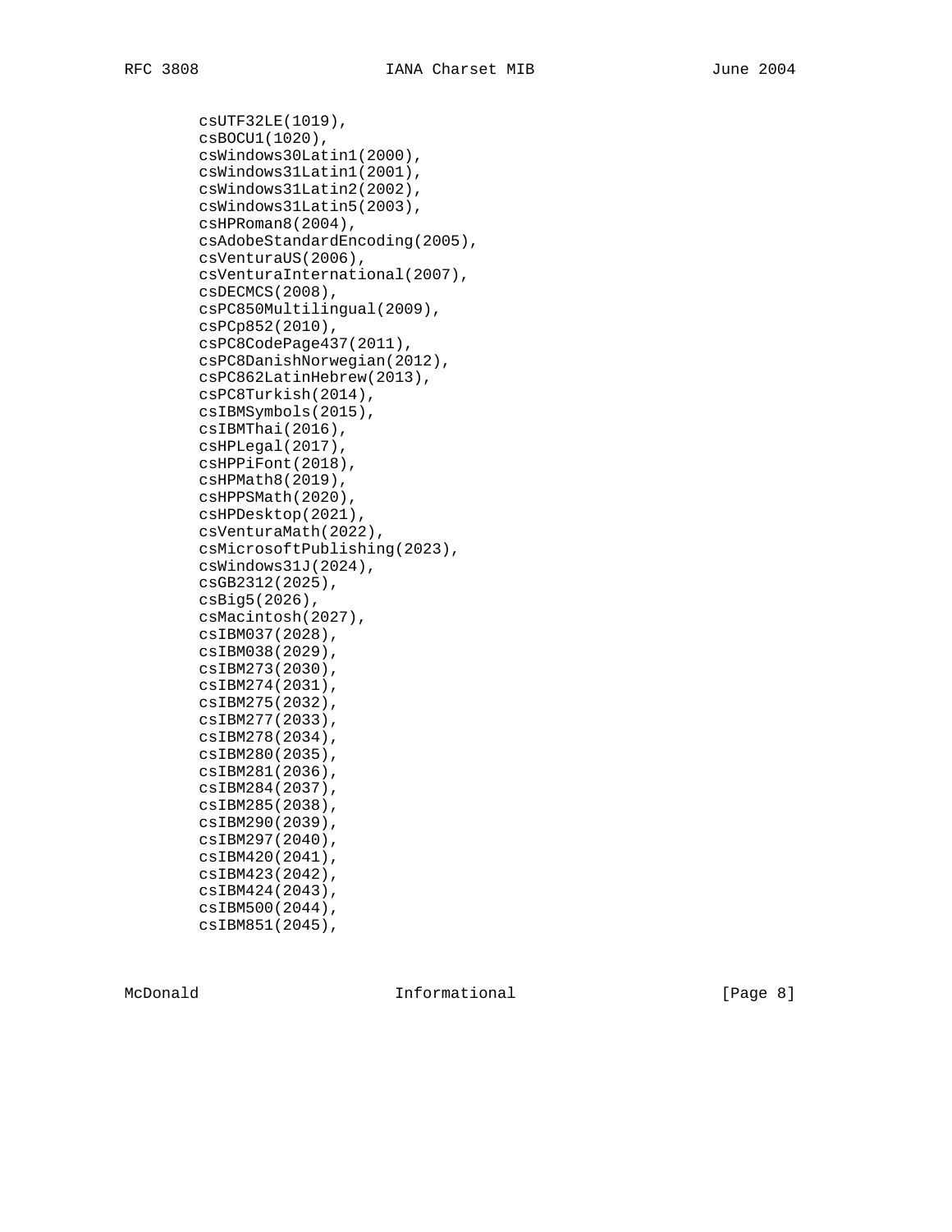```
        csUTF32LE(1019),
        csBOCU1(1020),
        csWindows30Latin1(2000),
        csWindows31Latin1(2001),
        csWindows31Latin2(2002),
        csWindows31Latin5(2003),
        csHPRoman8(2004),
        csAdobeStandardEncoding(2005),
        csVenturaUS(2006),
        csVenturaInternational(2007),
        csDECMCS(2008),
        csPC850Multilingual(2009),
        csPCp852(2010),
        csPC8CodePage437(2011),
        csPC8DanishNorwegian(2012),
        csPC862LatinHebrew(2013),
        csPC8Turkish(2014),
        csIBMSymbols(2015),
        csIBMThai(2016),
        csHPLegal(2017),
        csHPPiFont(2018),
        csHPMath8(2019),
        csHPPSMath(2020),
        csHPDesktop(2021),
        csVenturaMath(2022),
        csMicrosoftPublishing(2023),
        csWindows31J(2024),
        csGB2312(2025),
        csBig5(2026),
        csMacintosh(2027),
        csIBM037(2028),
        csIBM038(2029),
        csIBM273(2030),
        csIBM274(2031),
        csIBM275(2032),
        csIBM277(2033),
        csIBM278(2034),
        csIBM280(2035),
        csIBM281(2036),
        csIBM284(2037),
        csIBM285(2038),
        csIBM290(2039),
        csIBM297(2040),
        csIBM420(2041),
        csIBM423(2042),
        csIBM424(2043),
        csIBM500(2044),
        csIBM851(2045),
```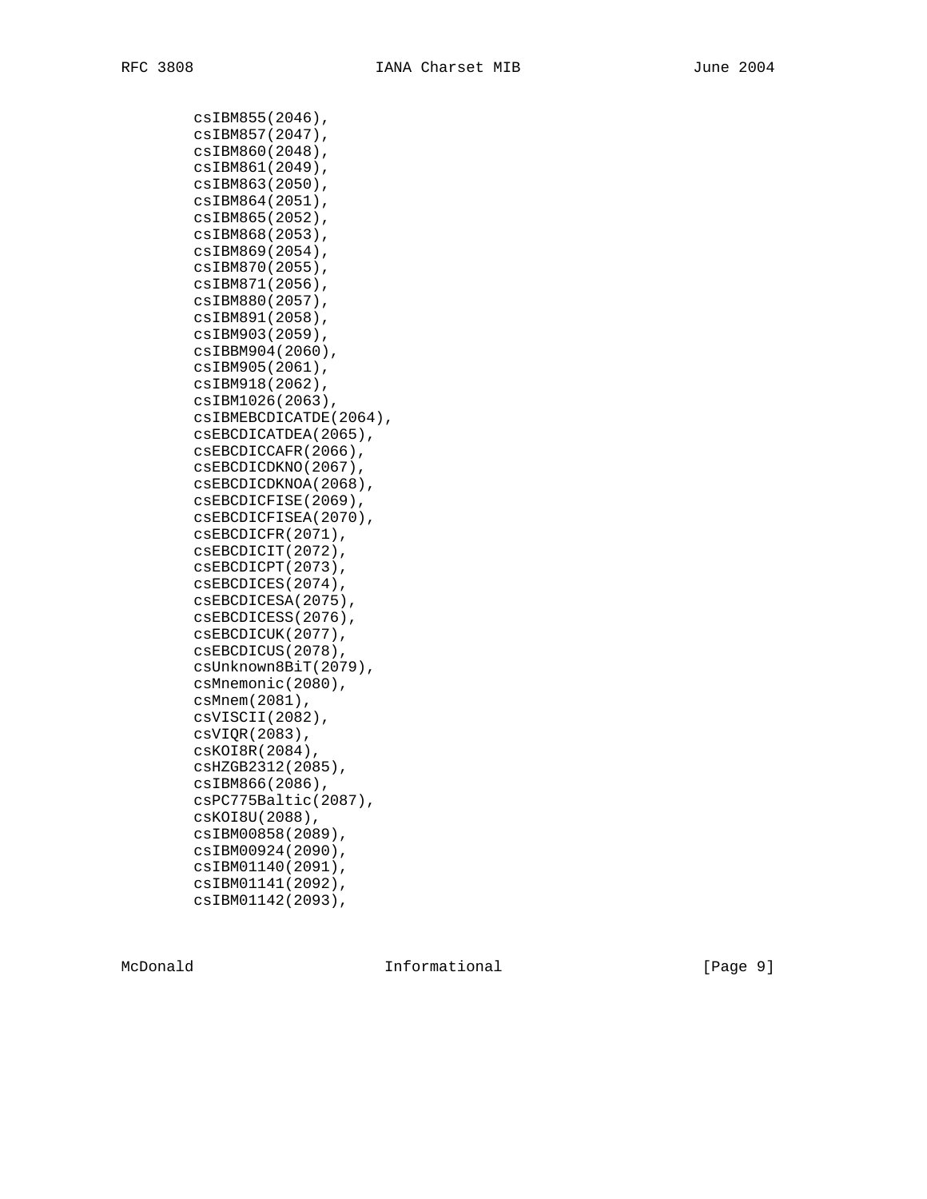```
        csIBM855(2046),
        csIBM857(2047),
        csIBM860(2048),
        csIBM861(2049),
        csIBM863(2050),
        csIBM864(2051),
        csIBM865(2052),
        csIBM868(2053),
        csIBM869(2054),
        csIBM870(2055),
        csIBM871(2056),
        csIBM880(2057),
        csIBM891(2058),
        csIBM903(2059),
        csIBBM904(2060),
        csIBM905(2061),
        csIBM918(2062),
        csIBM1026(2063),
        csIBMEBCDICATDE(2064),
        csEBCDICATDEA(2065),
        csEBCDICCAFR(2066),
        csEBCDICDKNO(2067),
        csEBCDICDKNOA(2068),
        csEBCDICFISE(2069),
        csEBCDICFISEA(2070),
        csEBCDICFR(2071),
        csEBCDICIT(2072),
        csEBCDICPT(2073),
        csEBCDICES(2074),
        csEBCDICESA(2075),
        csEBCDICESS(2076),
        csEBCDICUK(2077),
        csEBCDICUS(2078),
        csUnknown8BiT(2079),
        csMnemonic(2080),
        csMnem(2081),
        csVISCII(2082),
        csVIQR(2083),
        csKOI8R(2084),
        csHZGB2312(2085),
        csIBM866(2086),
        csPC775Baltic(2087),
        csKOI8U(2088),
        csIBM00858(2089),
        csIBM00924(2090),
        csIBM01140(2091),
        csIBM01141(2092),
        csIBM01142(2093),
```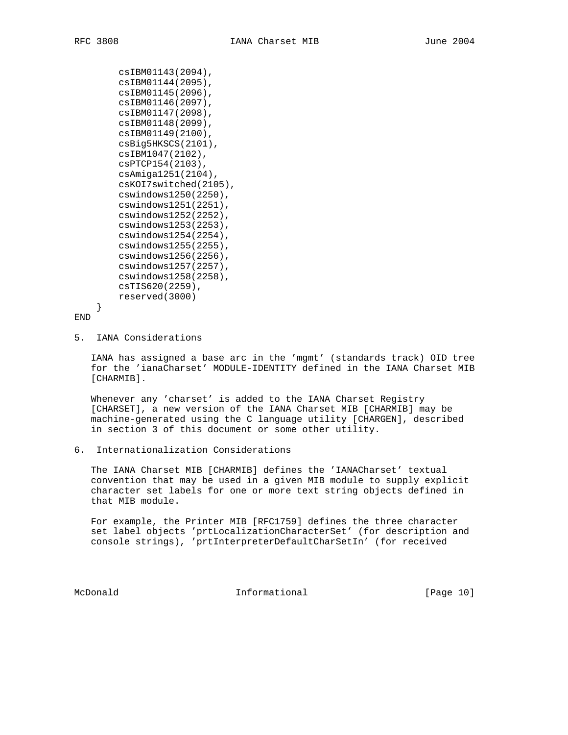```
        csIBM01143(2094),
        csIBM01144(2095),
        csIBM01145(2096),
        csIBM01146(2097),
        csIBM01147(2098),
        csIBM01148(2099),
        csIBM01149(2100),
        csBig5HKSCS(2101),
        csIBM1047(2102),
        csPTCP154(2103),
        csAmiga1251(2104),
        csKOI7switched(2105),
        cswindows1250(2250),
        cswindows1251(2251),
        cswindows1252(2252),
        cswindows1253(2253),
        cswindows1254(2254),
        cswindows1255(2255),
        cswindows1256(2256),
        cswindows1257(2257),
        cswindows1258(2258),
        csTIS620(2259),
        reserved(3000)
    }
END
```

## 5. IANA Considerations

IANA has assigned a base arc in the 'mgmt' (standards track) OID tree for the 'ianaCharset' MODULE-IDENTITY defined in the IANA Charset MIB [CHARMIB].

Whenever any 'charset' is added to the IANA Charset Registry [CHARSET], a new version of the IANA Charset MIB [CHARMIB] may be machine-generated using the C language utility [CHARGEN], described in section 3 of this document or some other utility.

## 6. Internationalization Considerations

The IANA Charset MIB [CHARMIB] defines the 'IANACharset' textual convention that may be used in a given MIB module to supply explicit character set labels for one or more text string objects defined in that MIB module.

For example, the Printer MIB [RFC1759] defines the three character set label objects 'prtLocalizationCharacterSet' (for description and console strings), 'prtInterpreterDefaultCharSetIn' (for received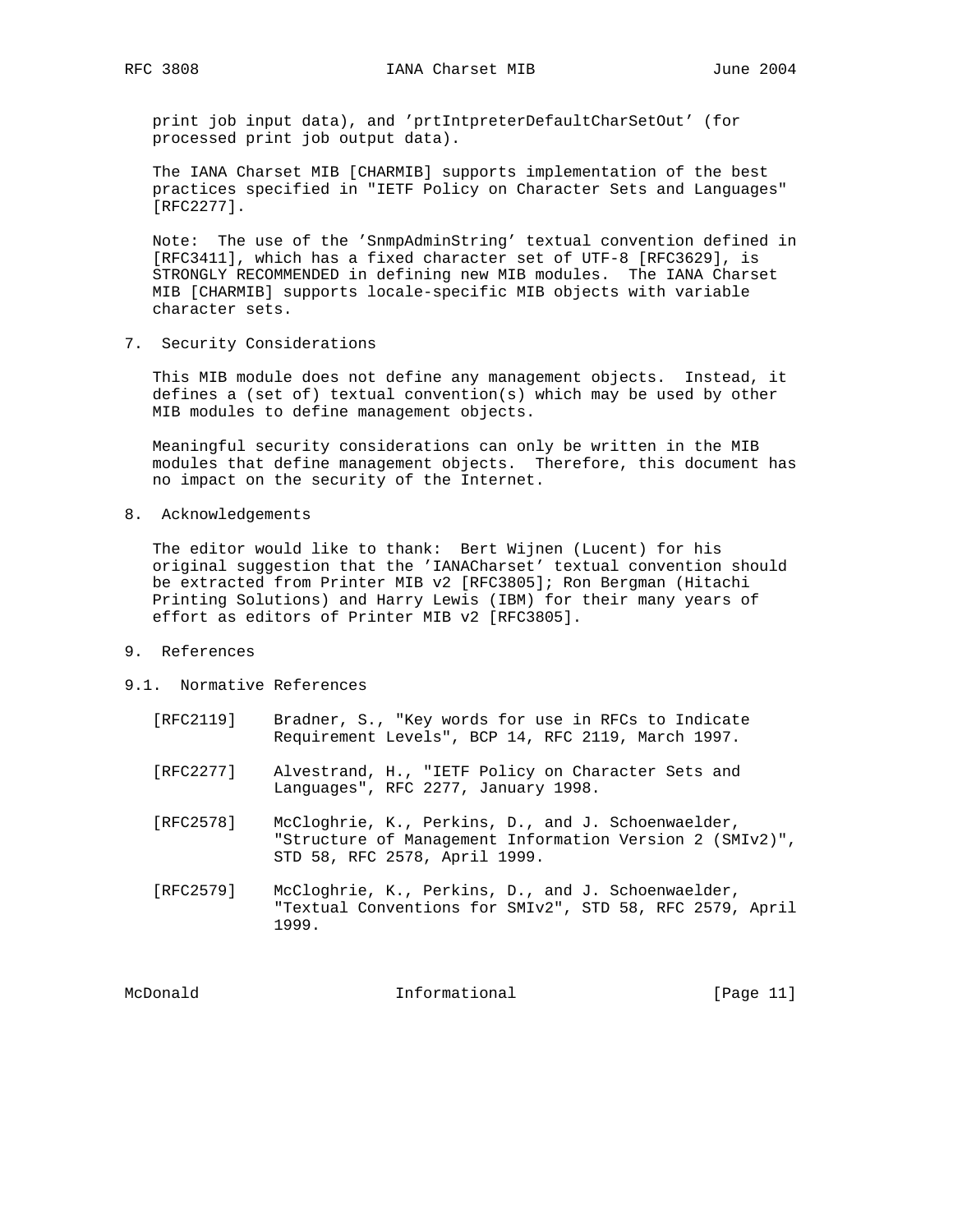print job input data), and 'prtIntpreterDefaultCharSetOut' (for processed print job output data).

The IANA Charset MIB [CHARMIB] supports implementation of the best practices specified in "IETF Policy on Character Sets and Languages" [RFC2277].

Note: The use of the 'SnmpAdminString' textual convention defined in [RFC3411], which has a fixed character set of UTF-8 [RFC3629], is STRONGLY RECOMMENDED in defining new MIB modules. The IANA Charset MIB [CHARMIB] supports locale-specific MIB objects with variable character sets.

## 7. Security Considerations

This MIB module does not define any management objects. Instead, it defines a (set of) textual convention(s) which may be used by other MIB modules to define management objects.

Meaningful security considerations can only be written in the MIB modules that define management objects. Therefore, this document has no impact on the security of the Internet.

## 8. Acknowledgements

The editor would like to thank: Bert Wijnen (Lucent) for his original suggestion that the 'IANACharset' textual convention should be extracted from Printer MIB v2 [RFC3805]; Ron Bergman (Hitachi Printing Solutions) and Harry Lewis (IBM) for their many years of effort as editors of Printer MIB v2 [RFC3805].

## 9. References

### 9.1. Normative References

[RFC2119] Bradner, S., "Key words for use in RFCs to Indicate Requirement Levels", BCP 14, RFC 2119, March 1997.

[RFC2277] Alvestrand, H., "IETF Policy on Character Sets and Languages", RFC 2277, January 1998.

[RFC2578] McCloghrie, K., Perkins, D., and J. Schoenwaelder, "Structure of Management Information Version 2 (SMIv2)", STD 58, RFC 2578, April 1999.

[RFC2579] McCloghrie, K., Perkins, D., and J. Schoenwaelder, "Textual Conventions for SMIv2", STD 58, RFC 2579, April 1999.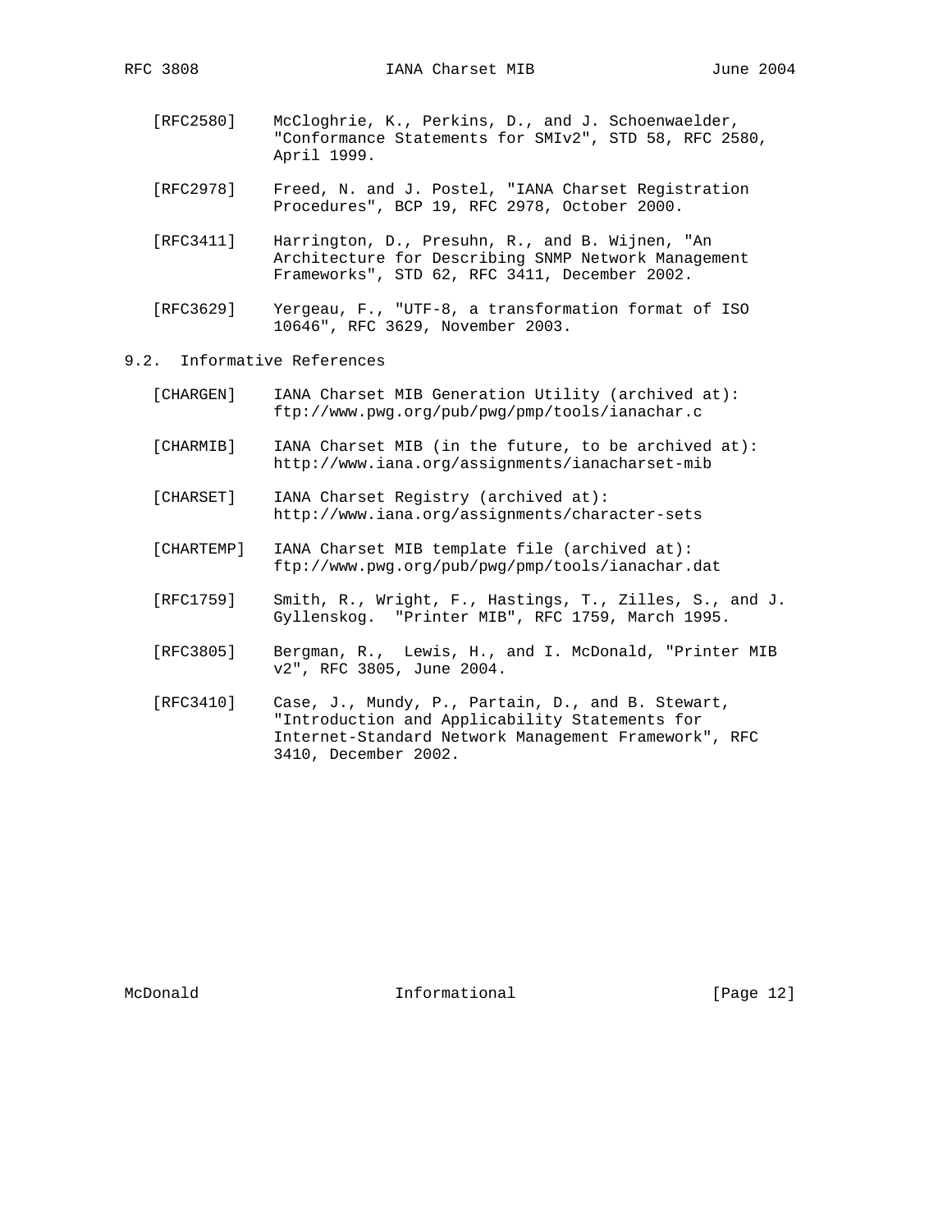[RFC2580] McCloghrie, K., Perkins, D., and J. Schoenwaelder, "Conformance Statements for SMIv2", STD 58, RFC 2580, April 1999.

[RFC2978] Freed, N. and J. Postel, "IANA Charset Registration Procedures", BCP 19, RFC 2978, October 2000.

[RFC3411] Harrington, D., Presuhn, R., and B. Wijnen, "An Architecture for Describing SNMP Network Management Frameworks", STD 62, RFC 3411, December 2002.

[RFC3629] Yergeau, F., "UTF-8, a transformation format of ISO 10646", RFC 3629, November 2003.

## 9.2. Informative References

[CHARGEN] IANA Charset MIB Generation Utility (archived at): ftp://www.pwg.org/pub/pwg/pmp/tools/ianachar.c

[CHARMIB] IANA Charset MIB (in the future, to be archived at): http://www.iana.org/assignments/ianacharset-mib

[CHARSET] IANA Charset Registry (archived at): http://www.iana.org/assignments/character-sets

[CHARTEMP] IANA Charset MIB template file (archived at): ftp://www.pwg.org/pub/pwg/pmp/tools/ianachar.dat

[RFC1759] Smith, R., Wright, F., Hastings, T., Zilles, S., and J. Gyllenskog. "Printer MIB", RFC 1759, March 1995.

[RFC3805] Bergman, R., Lewis, H., and I. McDonald, "Printer MIB v2", RFC 3805, June 2004.

[RFC3410] Case, J., Mundy, P., Partain, D., and B. Stewart, "Introduction and Applicability Statements for Internet-Standard Network Management Framework", RFC 3410, December 2002.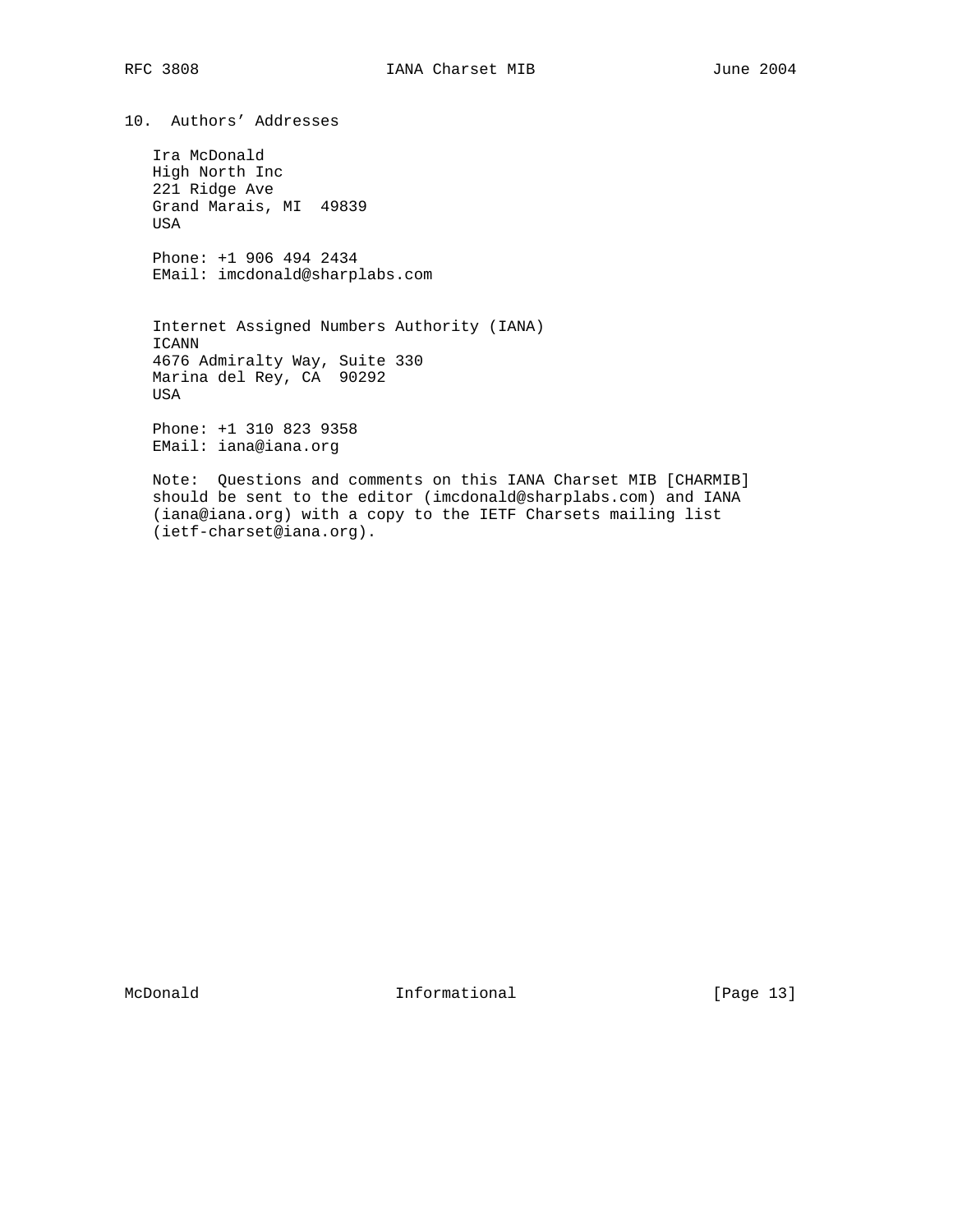## 10. Authors' Addresses

Ira McDonald
High North Inc
221 Ridge Ave
Grand Marais, MI  49839
USA

Phone: +1 906 494 2434
EMail: imcdonald@sharplabs.com

Internet Assigned Numbers Authority (IANA)
ICANN
4676 Admiralty Way, Suite 330
Marina del Rey, CA  90292
USA

Phone: +1 310 823 9358
EMail: iana@iana.org

Note:  Questions and comments on this IANA Charset MIB [CHARMIB] should be sent to the editor (imcdonald@sharplabs.com) and IANA (iana@iana.org) with a copy to the IETF Charsets mailing list (ietf-charset@iana.org).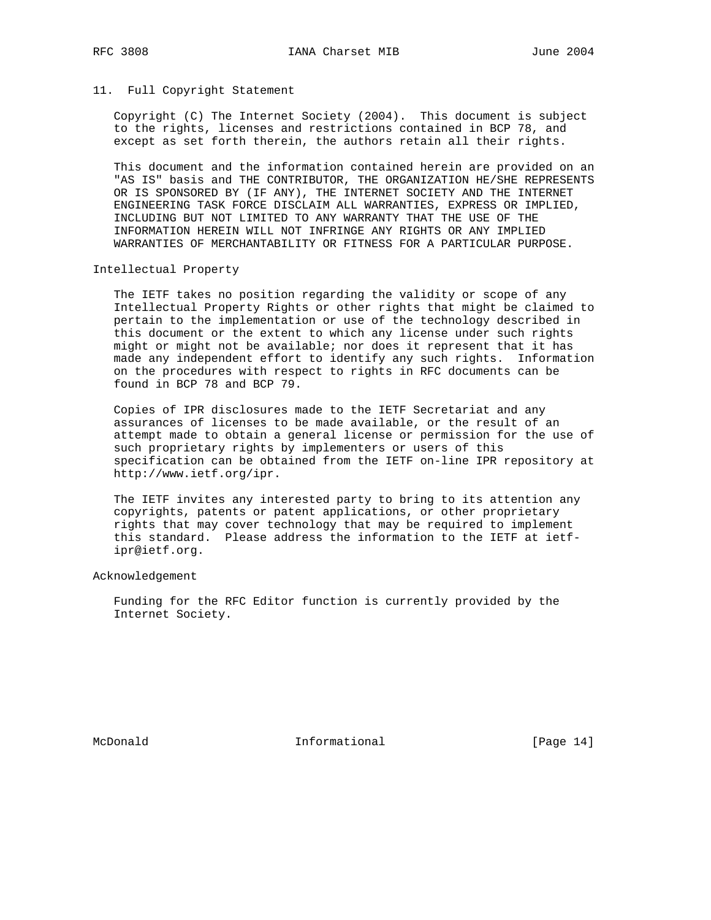## 11. Full Copyright Statement

Copyright (C) The Internet Society (2004). This document is subject to the rights, licenses and restrictions contained in BCP 78, and except as set forth therein, the authors retain all their rights.

This document and the information contained herein are provided on an "AS IS" basis and THE CONTRIBUTOR, THE ORGANIZATION HE/SHE REPRESENTS OR IS SPONSORED BY (IF ANY), THE INTERNET SOCIETY AND THE INTERNET ENGINEERING TASK FORCE DISCLAIM ALL WARRANTIES, EXPRESS OR IMPLIED, INCLUDING BUT NOT LIMITED TO ANY WARRANTY THAT THE USE OF THE INFORMATION HEREIN WILL NOT INFRINGE ANY RIGHTS OR ANY IMPLIED WARRANTIES OF MERCHANTABILITY OR FITNESS FOR A PARTICULAR PURPOSE.

## Intellectual Property

The IETF takes no position regarding the validity or scope of any Intellectual Property Rights or other rights that might be claimed to pertain to the implementation or use of the technology described in this document or the extent to which any license under such rights might or might not be available; nor does it represent that it has made any independent effort to identify any such rights. Information on the procedures with respect to rights in RFC documents can be found in BCP 78 and BCP 79.

Copies of IPR disclosures made to the IETF Secretariat and any assurances of licenses to be made available, or the result of an attempt made to obtain a general license or permission for the use of such proprietary rights by implementers or users of this specification can be obtained from the IETF on-line IPR repository at http://www.ietf.org/ipr.

The IETF invites any interested party to bring to its attention any copyrights, patents or patent applications, or other proprietary rights that may cover technology that may be required to implement this standard. Please address the information to the IETF at ietf-ipr@ietf.org.

## Acknowledgement

Funding for the RFC Editor function is currently provided by the Internet Society.